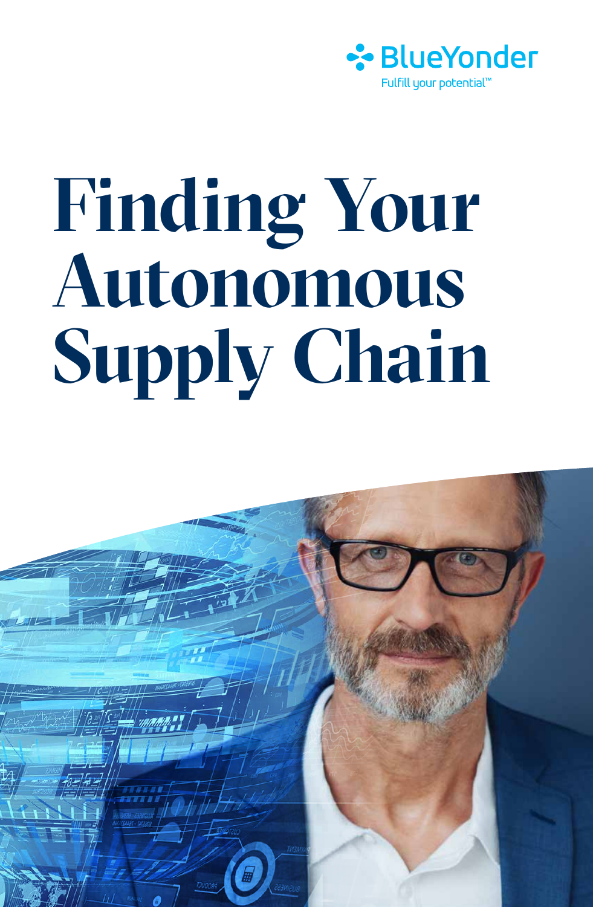BlueYonder

Fulfill your potential™

# Finding Your Autonomous Supply Chain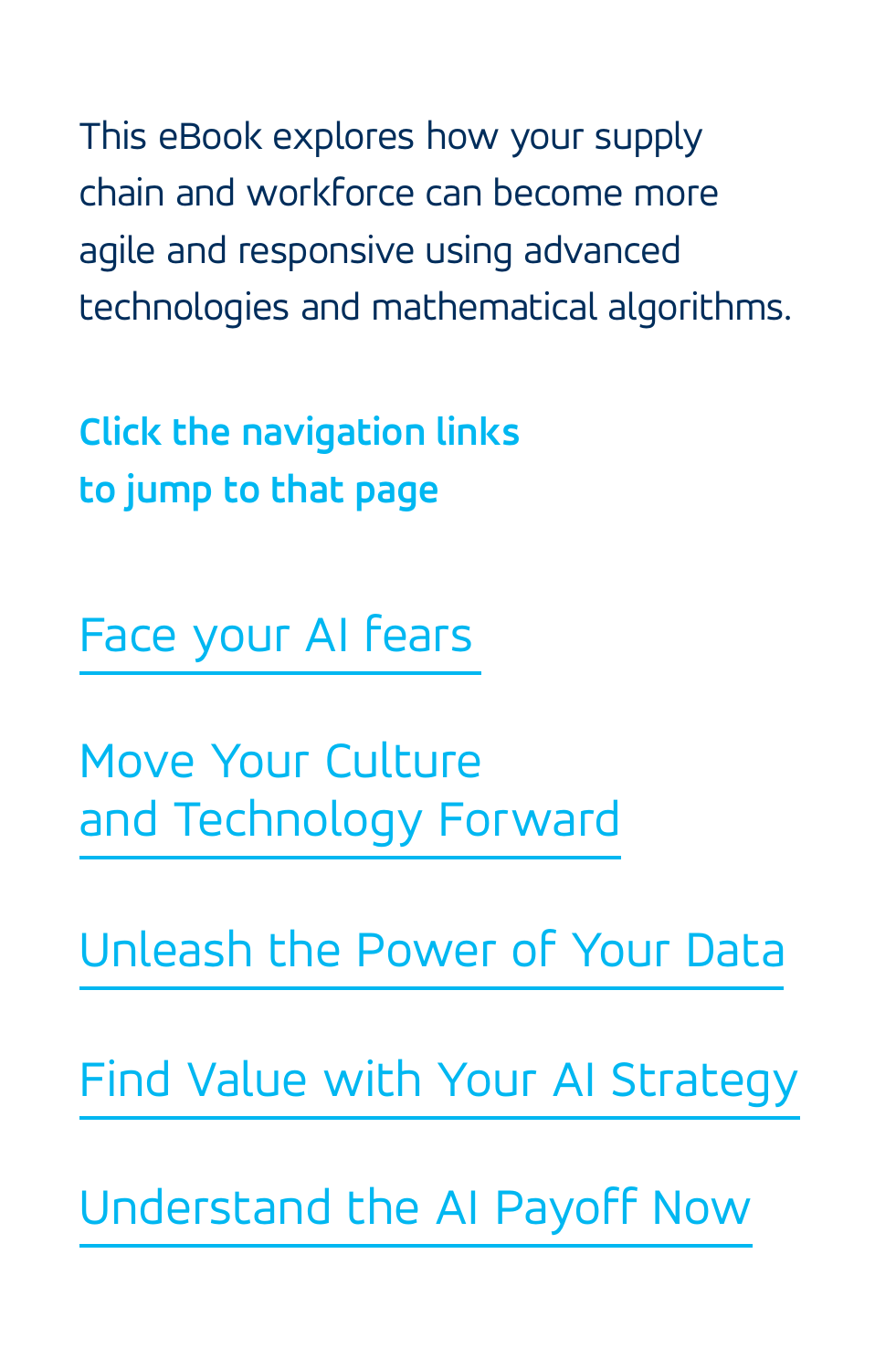This eBook explores how your supply chain and workforce can become more agile and responsive using advanced technologies and mathematical algorithms.

**Click the navigation links to jump to that page**

Face your AI fears

Move Your Culture and Technology Forward

Unleash the Power of Your Data

Find Value with Your AI Strategy

Understand the AI Payoff Now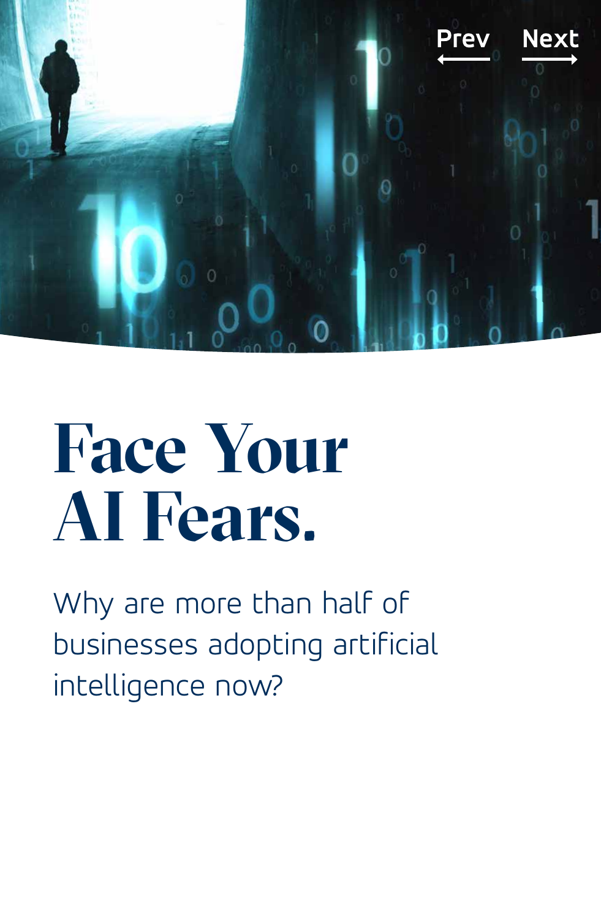# Face Your AI Fears.

Why are more than half of businesses adopting artificial intelligence now?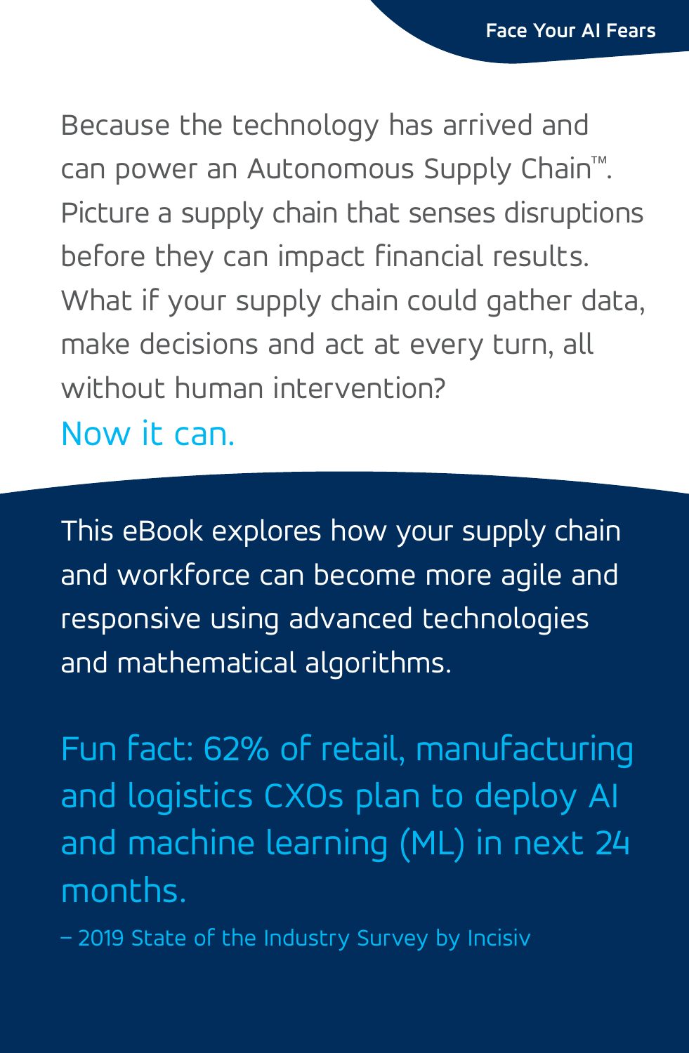Because the technology has arrived and can power an Autonomous Supply Chain™. Picture a supply chain that senses disruptions before they can impact financial results. What if your supply chain could gather data, make decisions and act at every turn, all without human intervention?

Now it can.

This eBook explores how your supply chain and workforce can become more agile and responsive using advanced technologies and mathematical algorithms.

Fun fact: 62% of retail, manufacturing and logistics CXOs plan to deploy AI and machine learning (ML) in next 24 months.

– 2019 State of the Industry Survey by Incisiv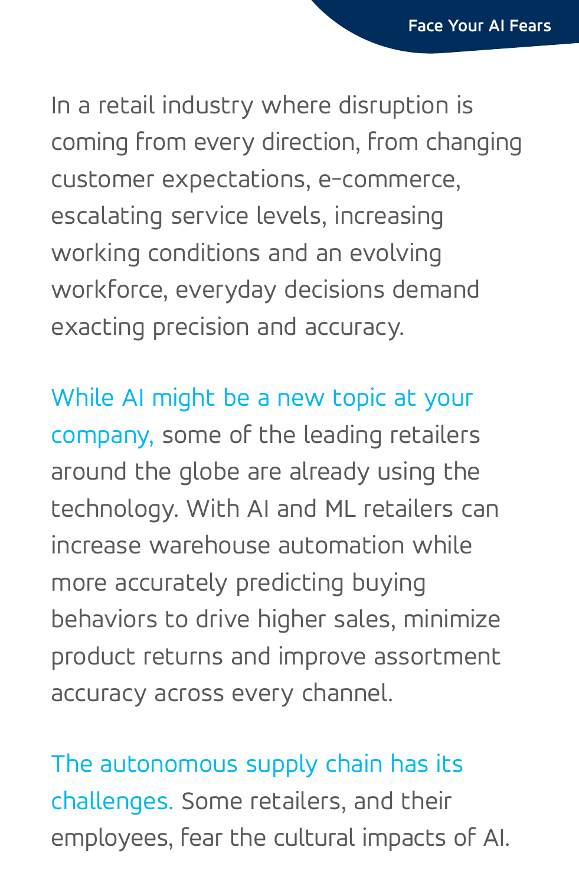In a retail industry where disruption is coming from every direction, from changing customer expectations, e-commerce, escalating service levels, increasing working conditions and an evolving workforce, everyday decisions demand exacting precision and accuracy.

While AI might be a new topic at your company, some of the leading retailers around the globe are already using the technology. With AI and ML retailers can increase warehouse automation while more accurately predicting buying behaviors to drive higher sales, minimize product returns and improve assortment accuracy across every channel.

The autonomous supply chain has its challenges. Some retailers, and their employees, fear the cultural impacts of AI.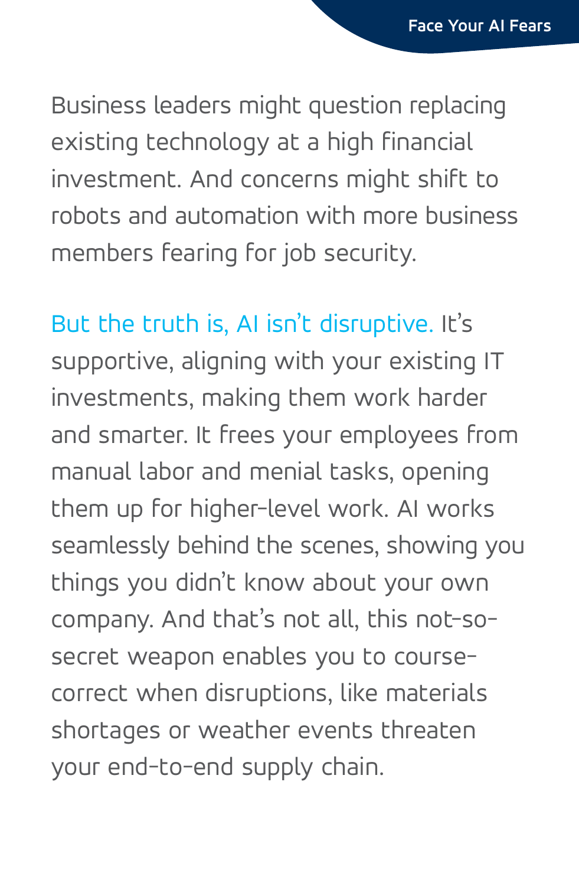Business leaders might question replacing existing technology at a high financial investment. And concerns might shift to robots and automation with more business members fearing for job security.

**But the truth is, AI isn't disruptive.** It's supportive, aligning with your existing IT investments, making them work harder and smarter. It frees your employees from manual labor and menial tasks, opening them up for higher-level work. AI works seamlessly behind the scenes, showing you things you didn't know about your own company. And that's not all, this not-so-secret weapon enables you to course-correct when disruptions, like materials shortages or weather events threaten your end-to-end supply chain.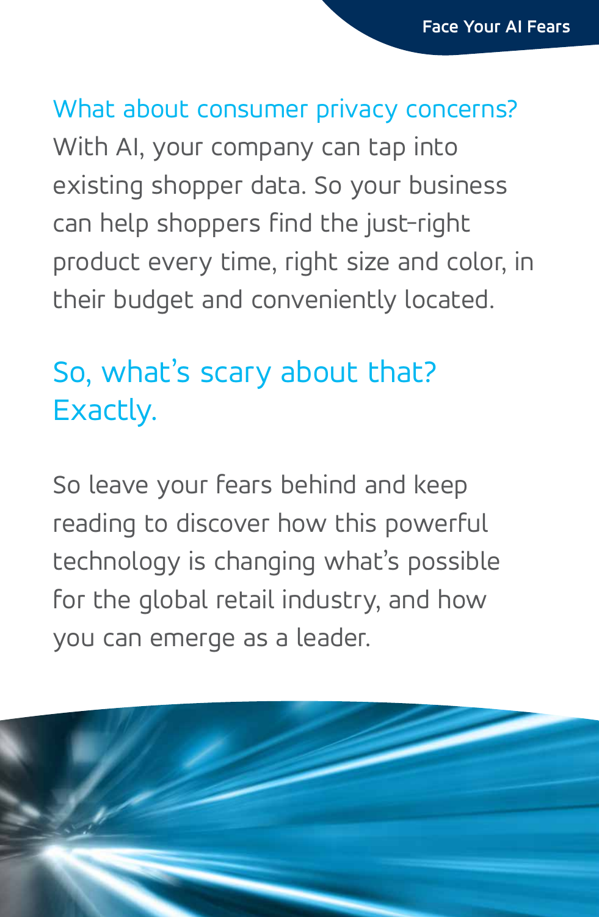## What about consumer privacy concerns?

With AI, your company can tap into existing shopper data. So your business can help shoppers find the just-right product every time, right size and color, in their budget and conveniently located.

## So, what's scary about that? Exactly.

So leave your fears behind and keep reading to discover how this powerful technology is changing what's possible for the global retail industry, and how you can emerge as a leader.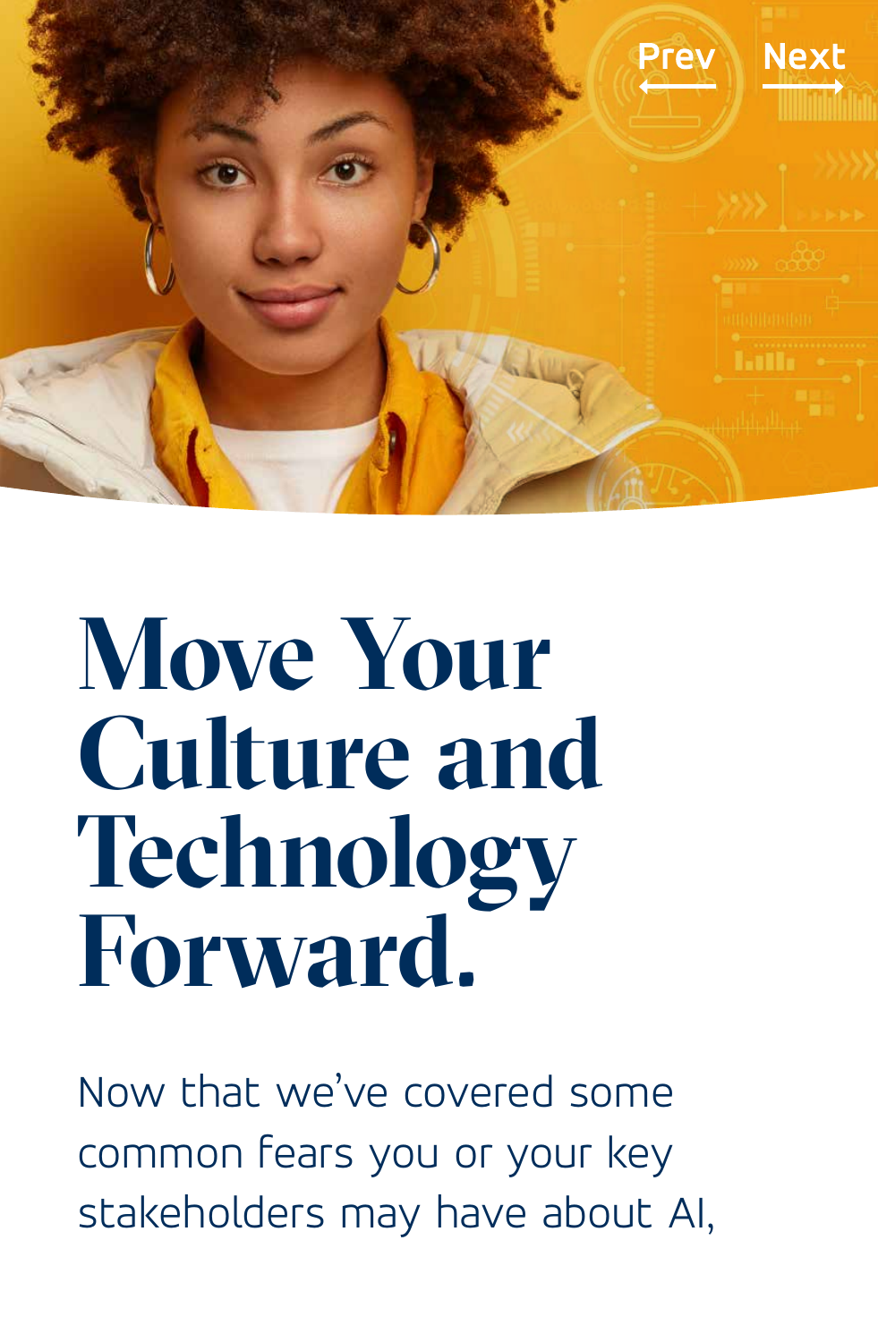# Move Your Culture and Technology Forward.

Now that we've covered some common fears you or your key stakeholders may have about AI,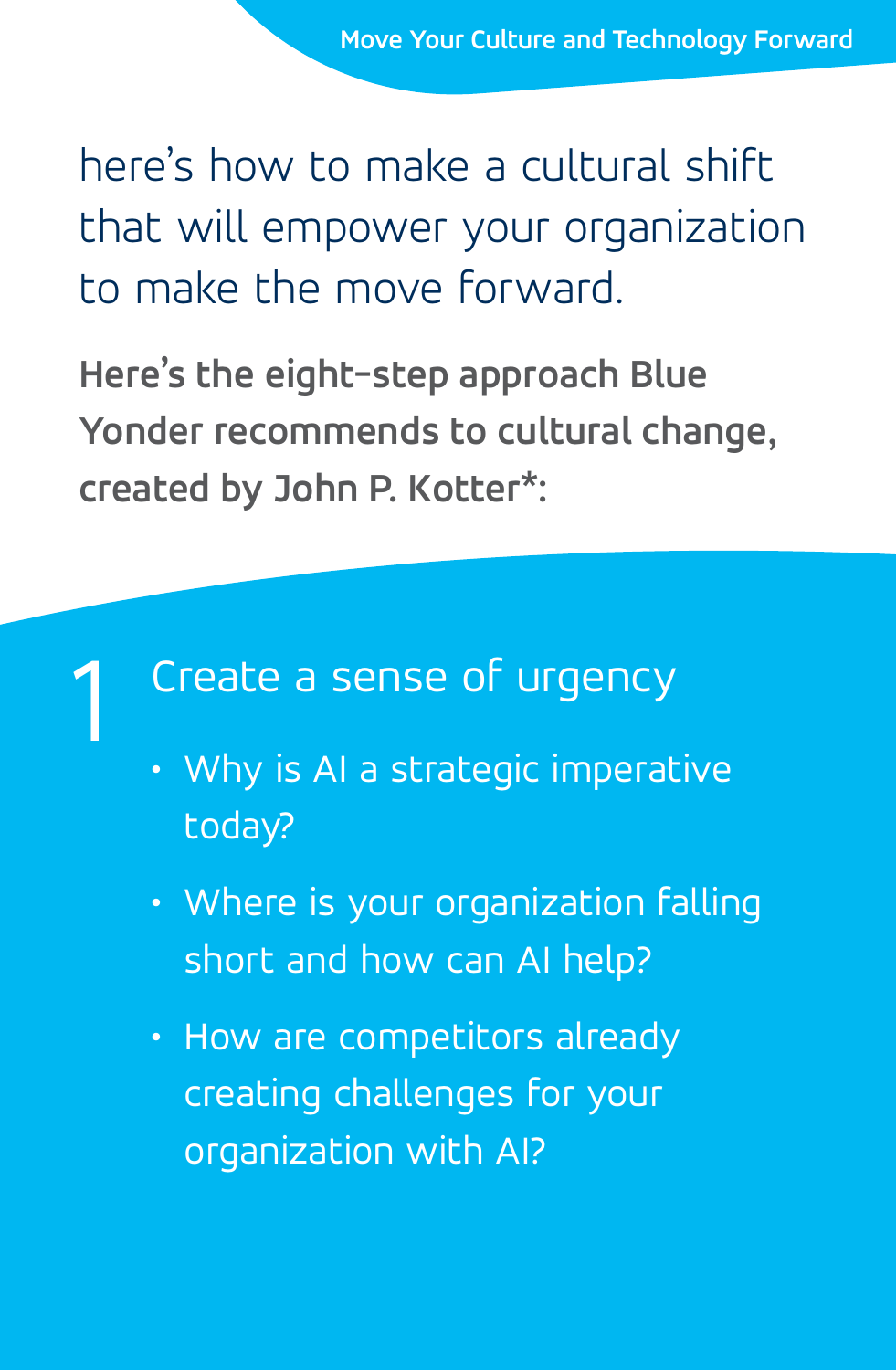here's how to make a cultural shift that will empower your organization to make the move forward.

**Here's the eight-step approach Blue Yonder recommends to cultural change, created by John P. Kotter*:**

## 1 Create a sense of urgency

- Why is AI a strategic imperative today?
- Where is your organization falling short and how can AI help?
- How are competitors already creating challenges for your organization with AI?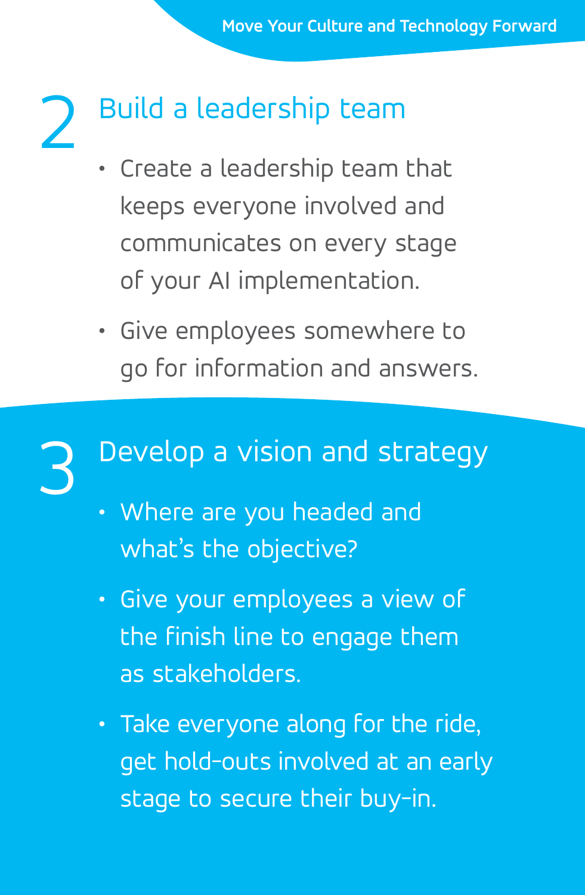## 2 Build a leadership team

- Create a leadership team that keeps everyone involved and communicates on every stage of your AI implementation.
- Give employees somewhere to go for information and answers.

## 3 Develop a vision and strategy

- Where are you headed and what's the objective?
- Give your employees a view of the finish line to engage them as stakeholders.
- Take everyone along for the ride, get hold-outs involved at an early stage to secure their buy-in.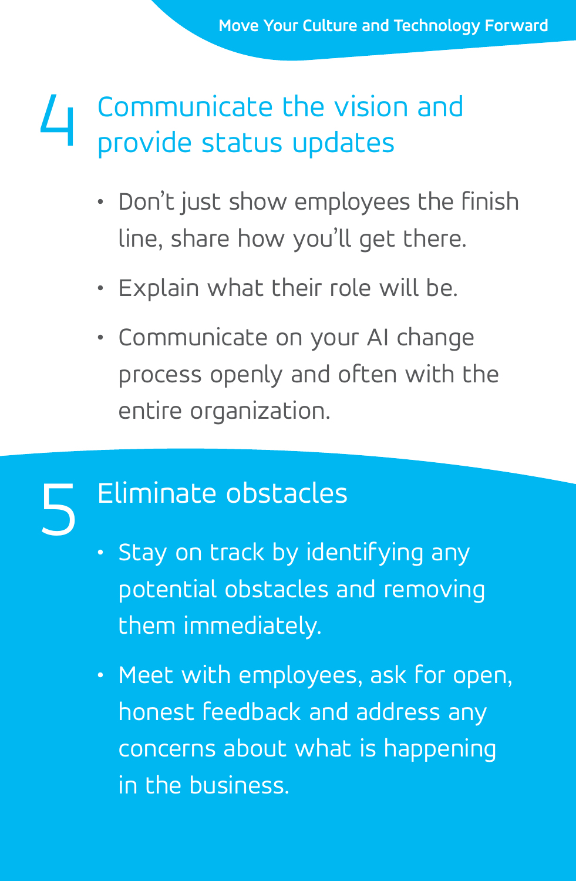## 4 Communicate the vision and provide status updates

- Don't just show employees the finish line, share how you'll get there.
- Explain what their role will be.
- Communicate on your AI change process openly and often with the entire organization.

## 5 Eliminate obstacles

- Stay on track by identifying any potential obstacles and removing them immediately.
- Meet with employees, ask for open, honest feedback and address any concerns about what is happening in the business.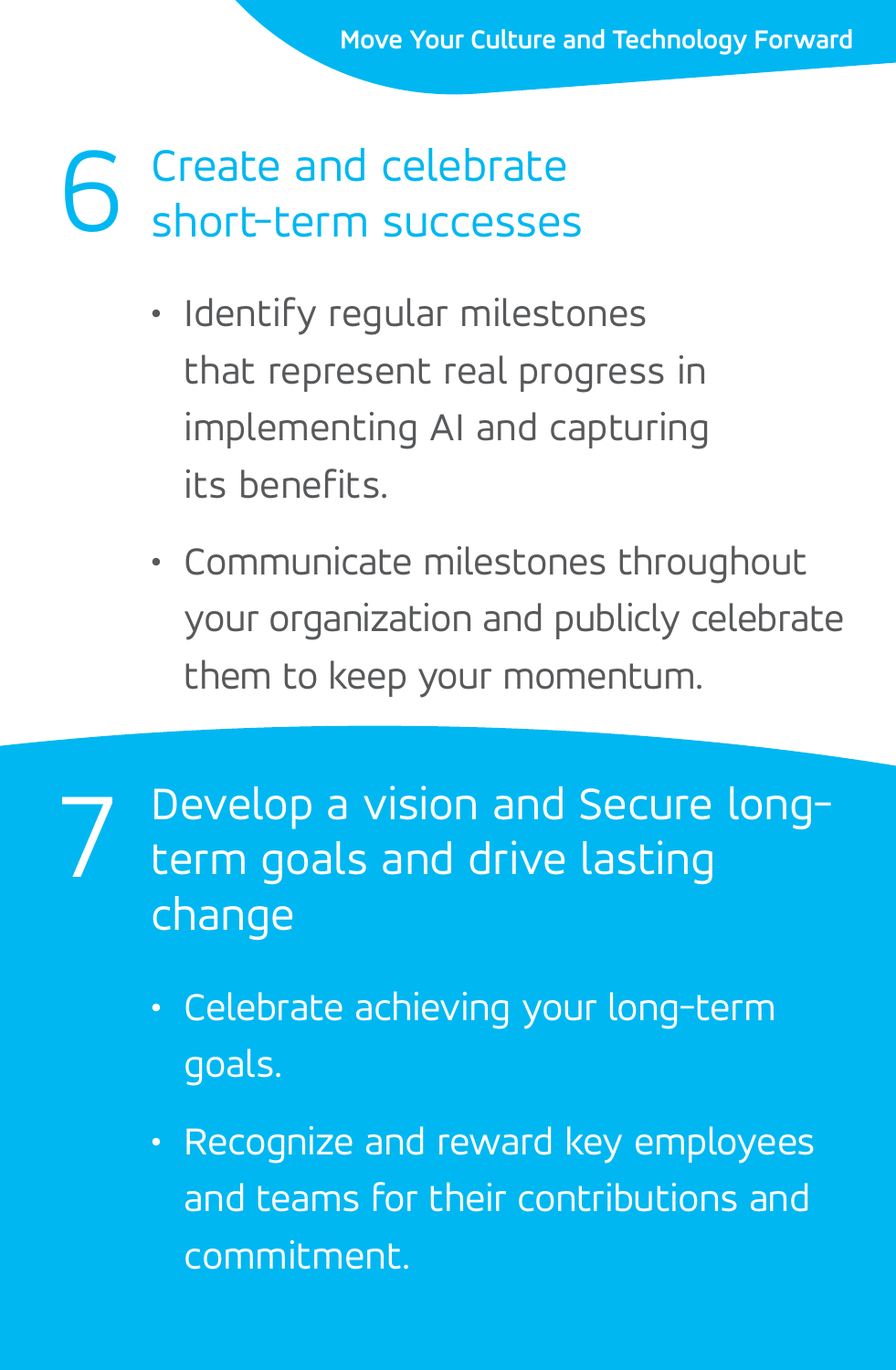## 6 Create and celebrate short-term successes

- Identify regular milestones that represent real progress in implementing AI and capturing its benefits.
- Communicate milestones throughout your organization and publicly celebrate them to keep your momentum.

## 7 Develop a vision and Secure long-term goals and drive lasting change

- Celebrate achieving your long-term goals.
- Recognize and reward key employees and teams for their contributions and commitment.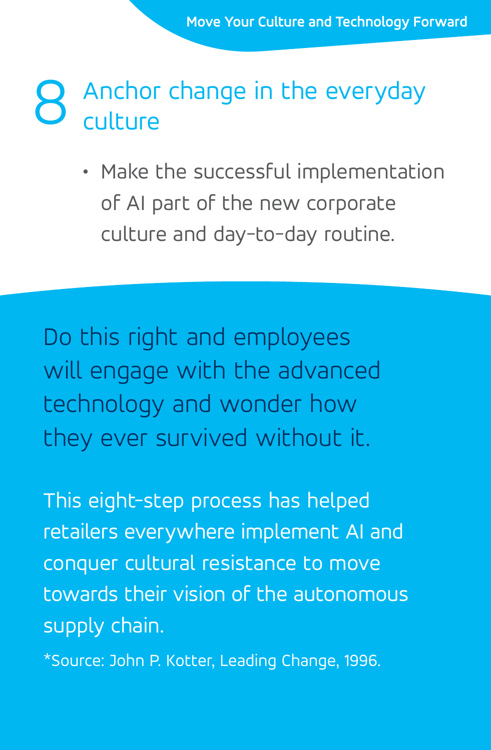## 8 Anchor change in the everyday culture

- Make the successful implementation of AI part of the new corporate culture and day-to-day routine.

Do this right and employees will engage with the advanced technology and wonder how they ever survived without it.

This eight-step process has helped retailers everywhere implement AI and conquer cultural resistance to move towards their vision of the autonomous supply chain.

*Source: John P. Kotter, Leading Change, 1996.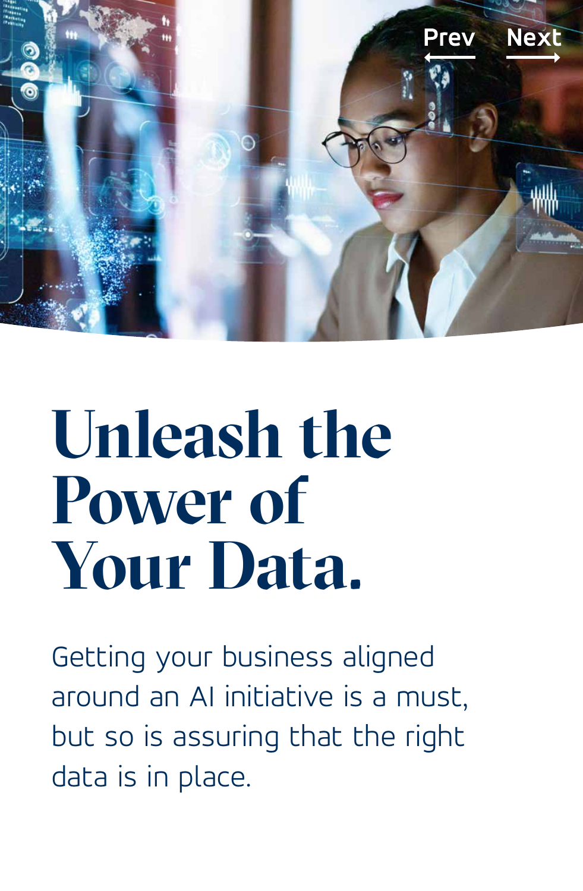# Unleash the Power of Your Data.

Getting your business aligned around an AI initiative is a must, but so is assuring that the right data is in place.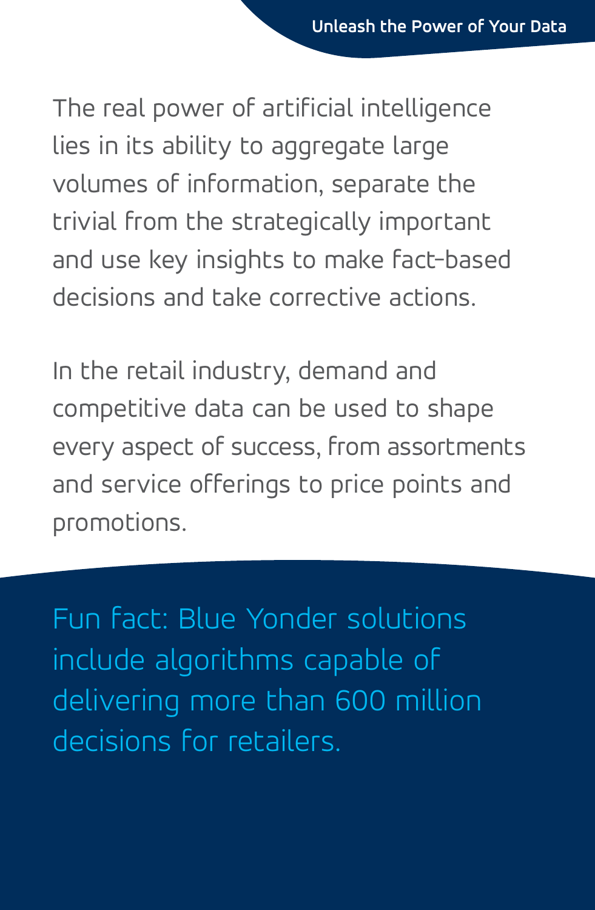The real power of artificial intelligence lies in its ability to aggregate large volumes of information, separate the trivial from the strategically important and use key insights to make fact-based decisions and take corrective actions.

In the retail industry, demand and competitive data can be used to shape every aspect of success, from assortments and service offerings to price points and promotions.

Fun fact: Blue Yonder solutions include algorithms capable of delivering more than 600 million decisions for retailers.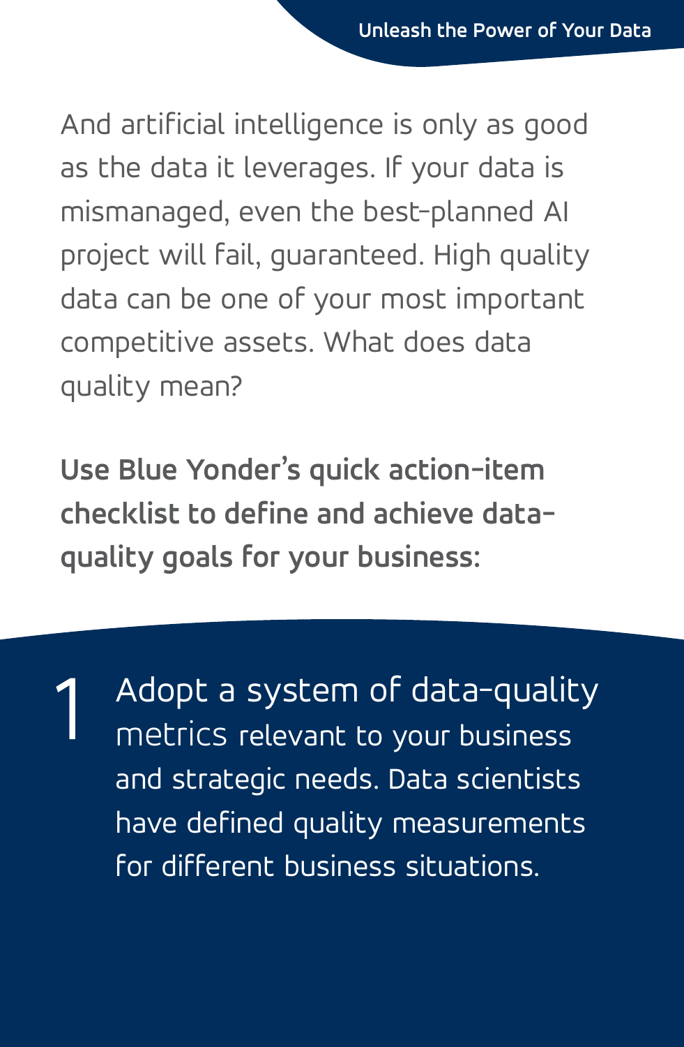And artificial intelligence is only as good as the data it leverages. If your data is mismanaged, even the best-planned AI project will fail, guaranteed. High quality data can be one of your most important competitive assets. What does data quality mean?

**Use Blue Yonder's quick action-item checklist to define and achieve data-quality goals for your business:**

1. Adopt a system of data-quality metrics relevant to your business and strategic needs. Data scientists have defined quality measurements for different business situations.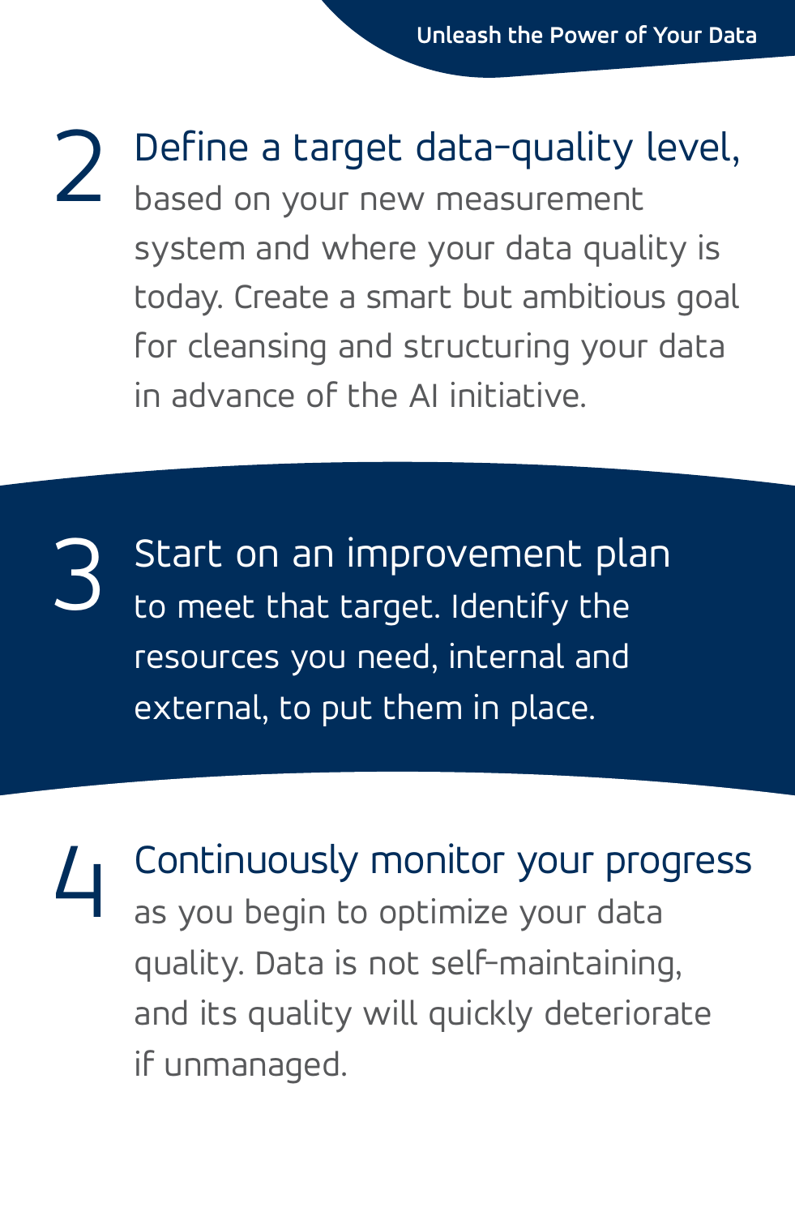2 **Define a target data-quality level,** based on your new measurement system and where your data quality is today. Create a smart but ambitious goal for cleansing and structuring your data in advance of the AI initiative.

3 **Start on an improvement plan** to meet that target. Identify the resources you need, internal and external, to put them in place.

4 **Continuously monitor your progress** as you begin to optimize your data quality. Data is not self-maintaining, and its quality will quickly deteriorate if unmanaged.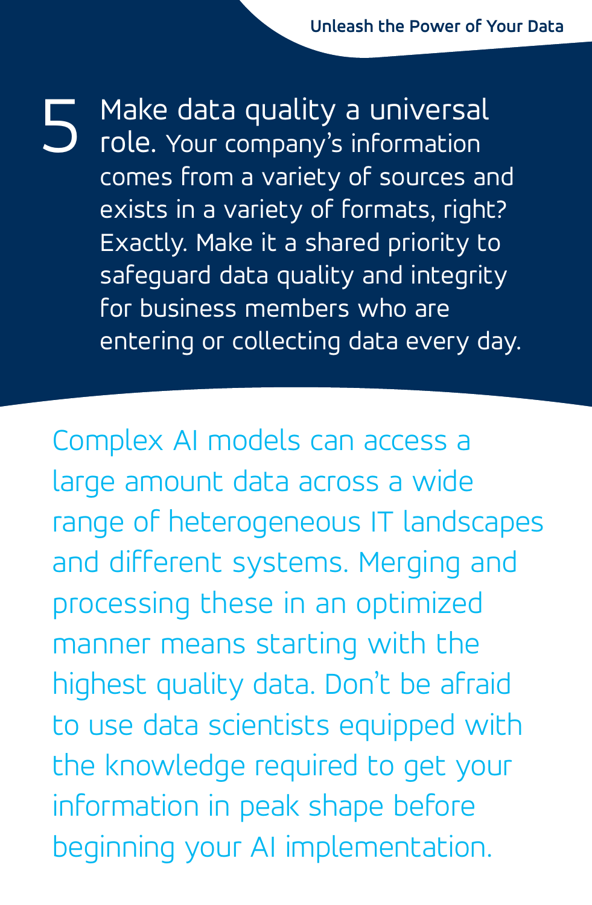5 **Make data quality a universal role.** Your company's information comes from a variety of sources and exists in a variety of formats, right? Exactly. Make it a shared priority to safeguard data quality and integrity for business members who are entering or collecting data every day.

Complex AI models can access a large amount data across a wide range of heterogeneous IT landscapes and different systems. Merging and processing these in an optimized manner means starting with the highest quality data. Don't be afraid to use data scientists equipped with the knowledge required to get your information in peak shape before beginning your AI implementation.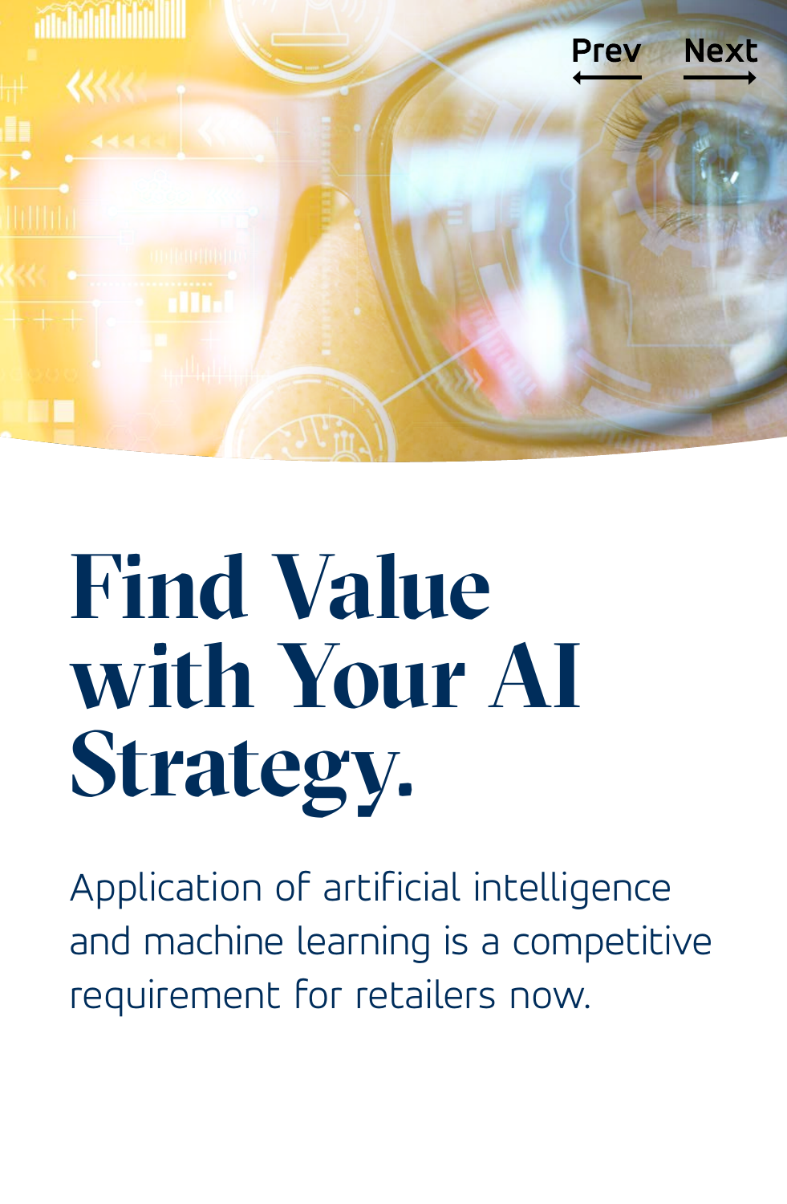# Find Value with Your AI Strategy.

Application of artificial intelligence and machine learning is a competitive requirement for retailers now.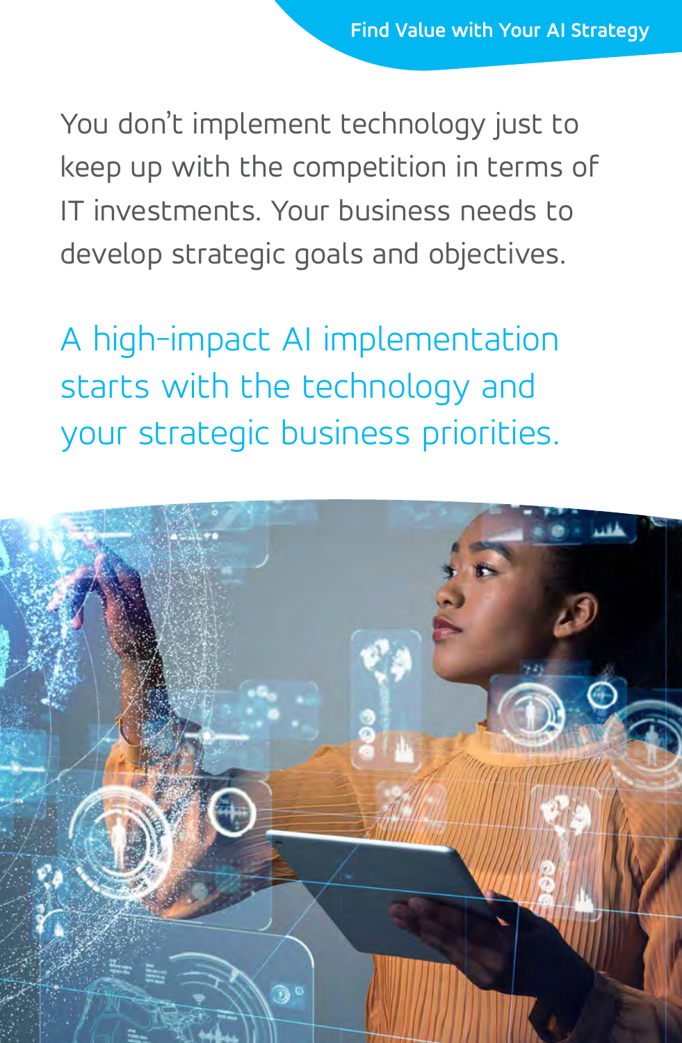You don't implement technology just to keep up with the competition in terms of IT investments. Your business needs to develop strategic goals and objectives.

A high-impact AI implementation starts with the technology and your strategic business priorities.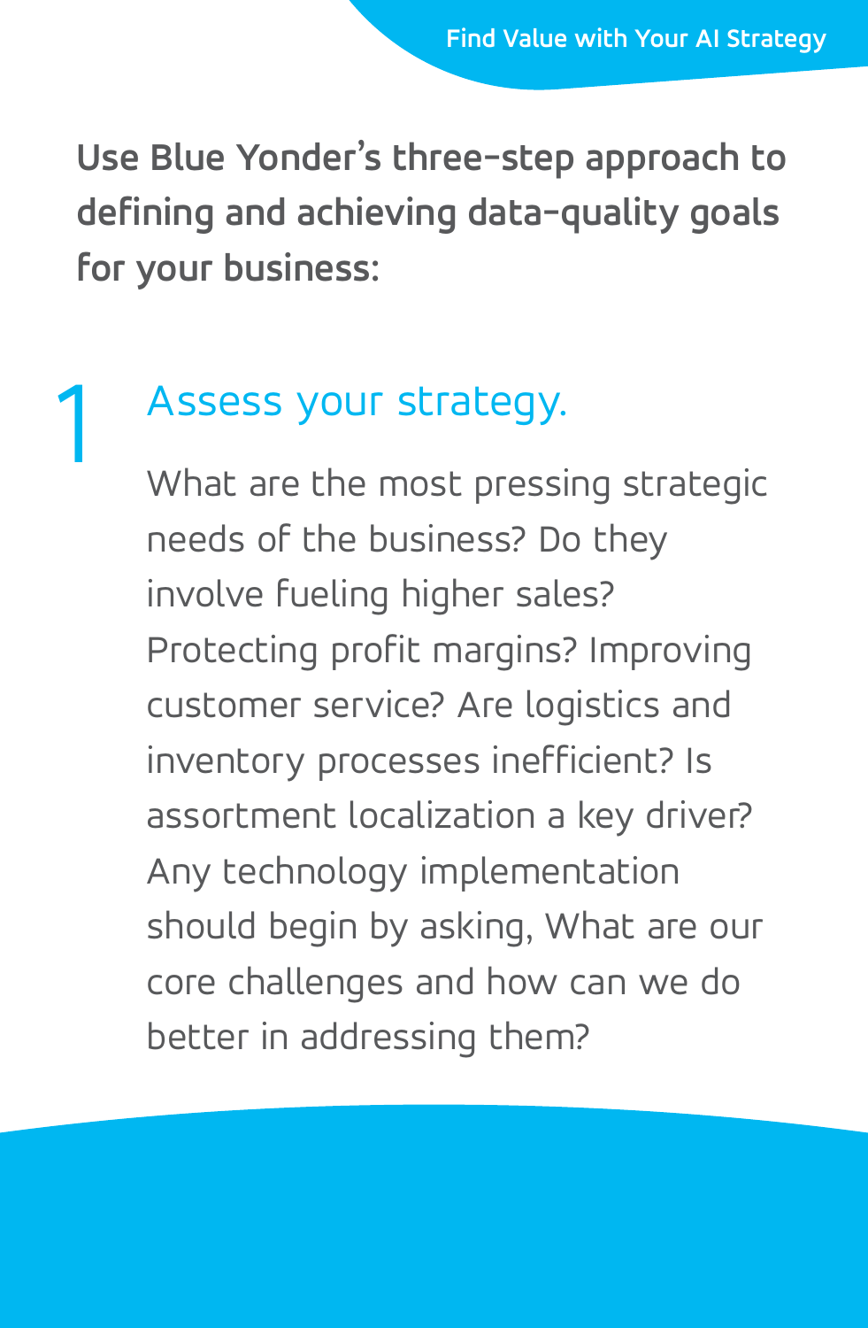**Use Blue Yonder's three-step approach to defining and achieving data-quality goals for your business:**

## 1 Assess your strategy.

What are the most pressing strategic needs of the business? Do they involve fueling higher sales? Protecting profit margins? Improving customer service? Are logistics and inventory processes inefficient? Is assortment localization a key driver? Any technology implementation should begin by asking, What are our core challenges and how can we do better in addressing them?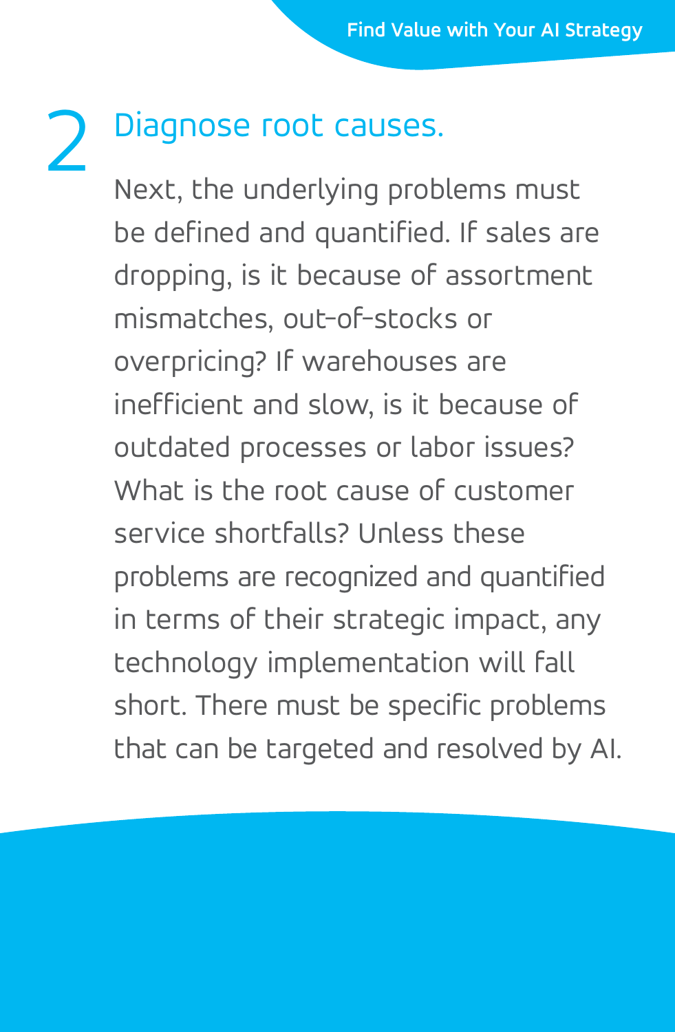## 2 Diagnose root causes.

Next, the underlying problems must be defined and quantified. If sales are dropping, is it because of assortment mismatches, out-of-stocks or overpricing? If warehouses are inefficient and slow, is it because of outdated processes or labor issues? What is the root cause of customer service shortfalls? Unless these problems are recognized and quantified in terms of their strategic impact, any technology implementation will fall short. There must be specific problems that can be targeted and resolved by AI.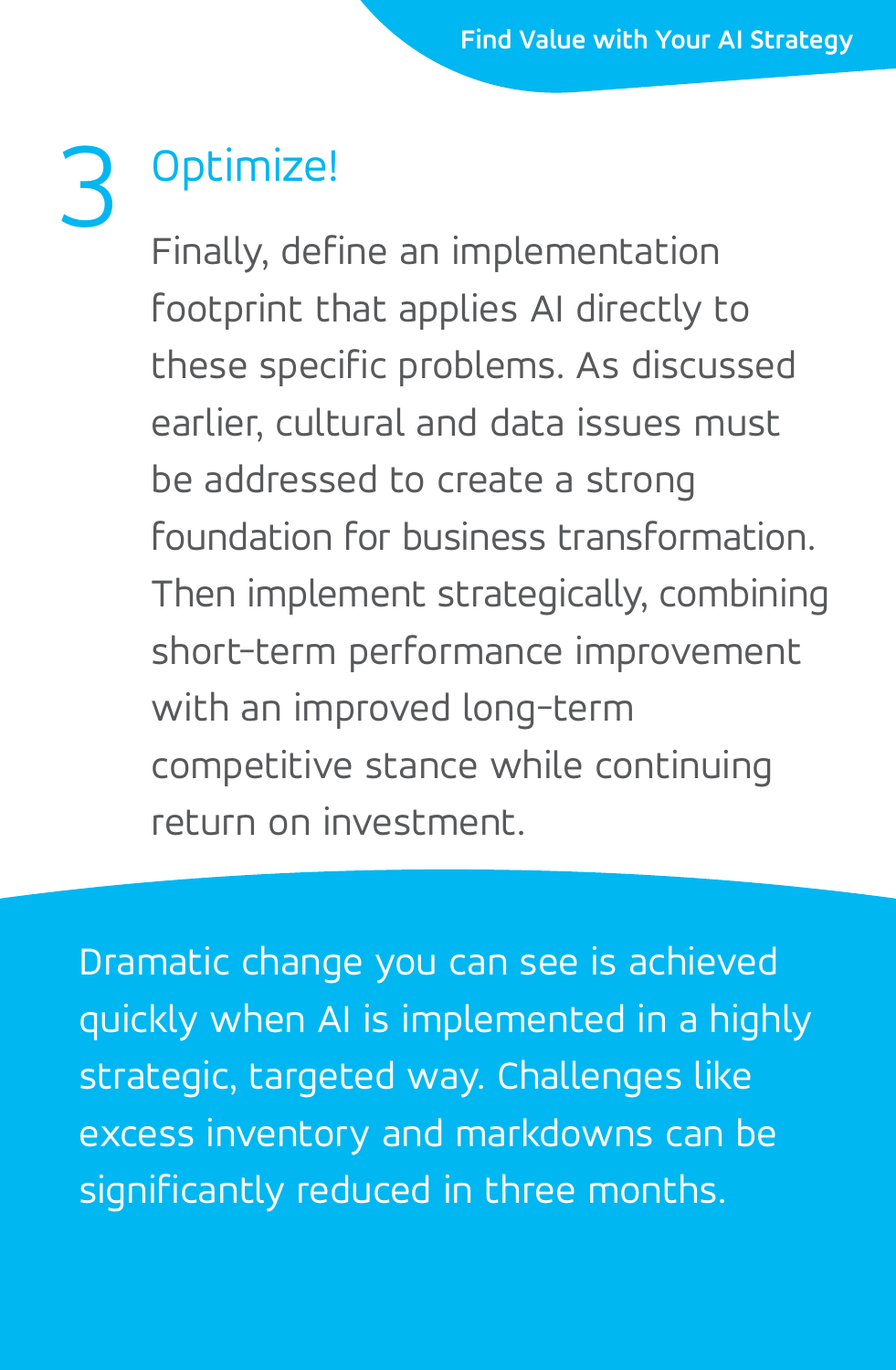## 3 Optimize!

Finally, define an implementation footprint that applies AI directly to these specific problems. As discussed earlier, cultural and data issues must be addressed to create a strong foundation for business transformation. Then implement strategically, combining short-term performance improvement with an improved long-term competitive stance while continuing return on investment.

Dramatic change you can see is achieved quickly when AI is implemented in a highly strategic, targeted way. Challenges like excess inventory and markdowns can be significantly reduced in three months.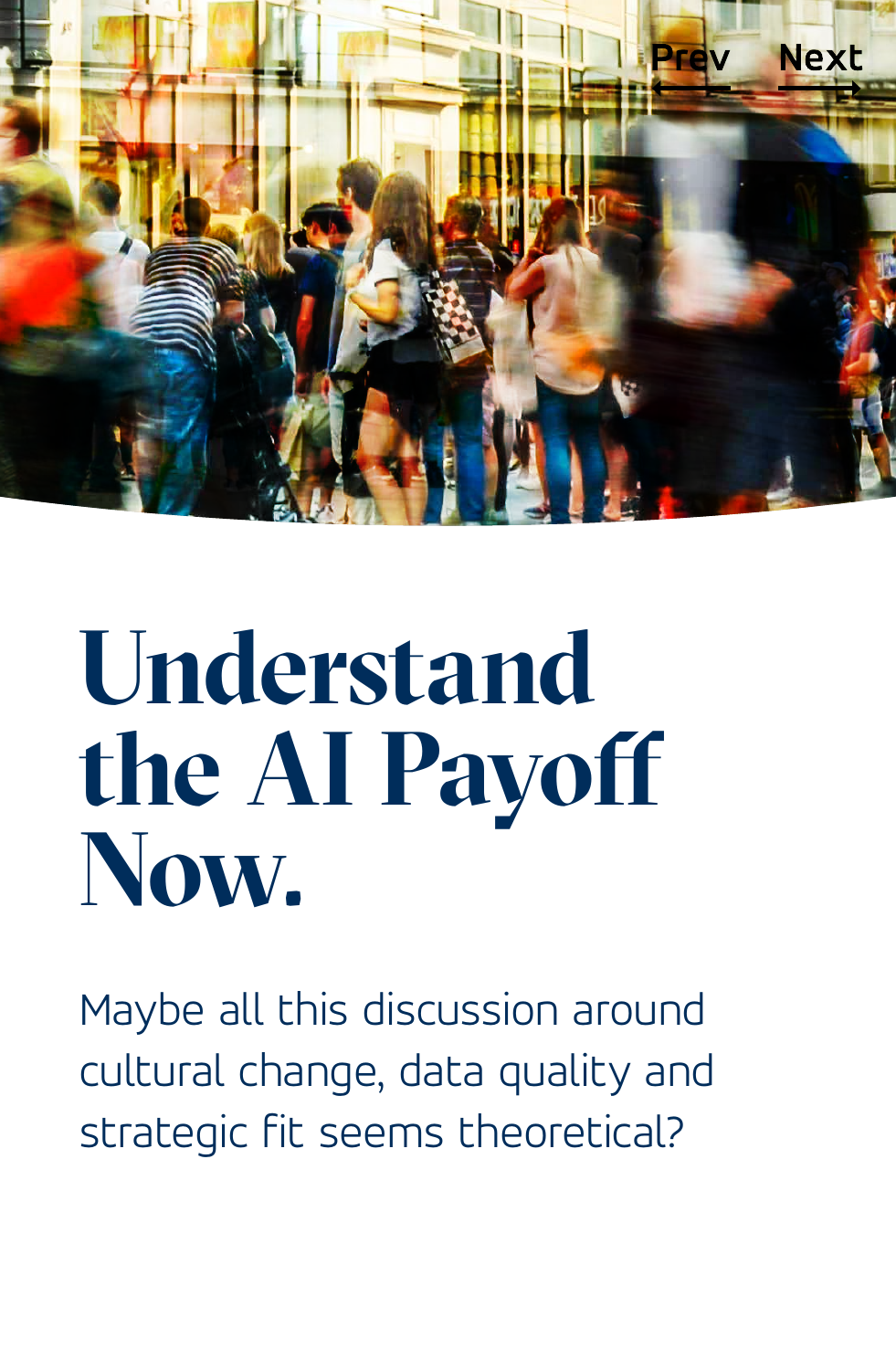# Understand the AI Payoff Now.

Maybe all this discussion around cultural change, data quality and strategic fit seems theoretical?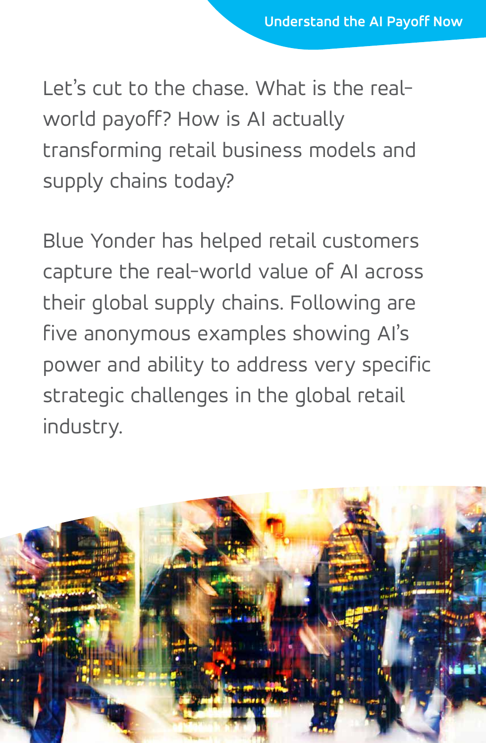Let's cut to the chase. What is the real-world payoff? How is AI actually transforming retail business models and supply chains today?

Blue Yonder has helped retail customers capture the real-world value of AI across their global supply chains. Following are five anonymous examples showing AI's power and ability to address very specific strategic challenges in the global retail industry.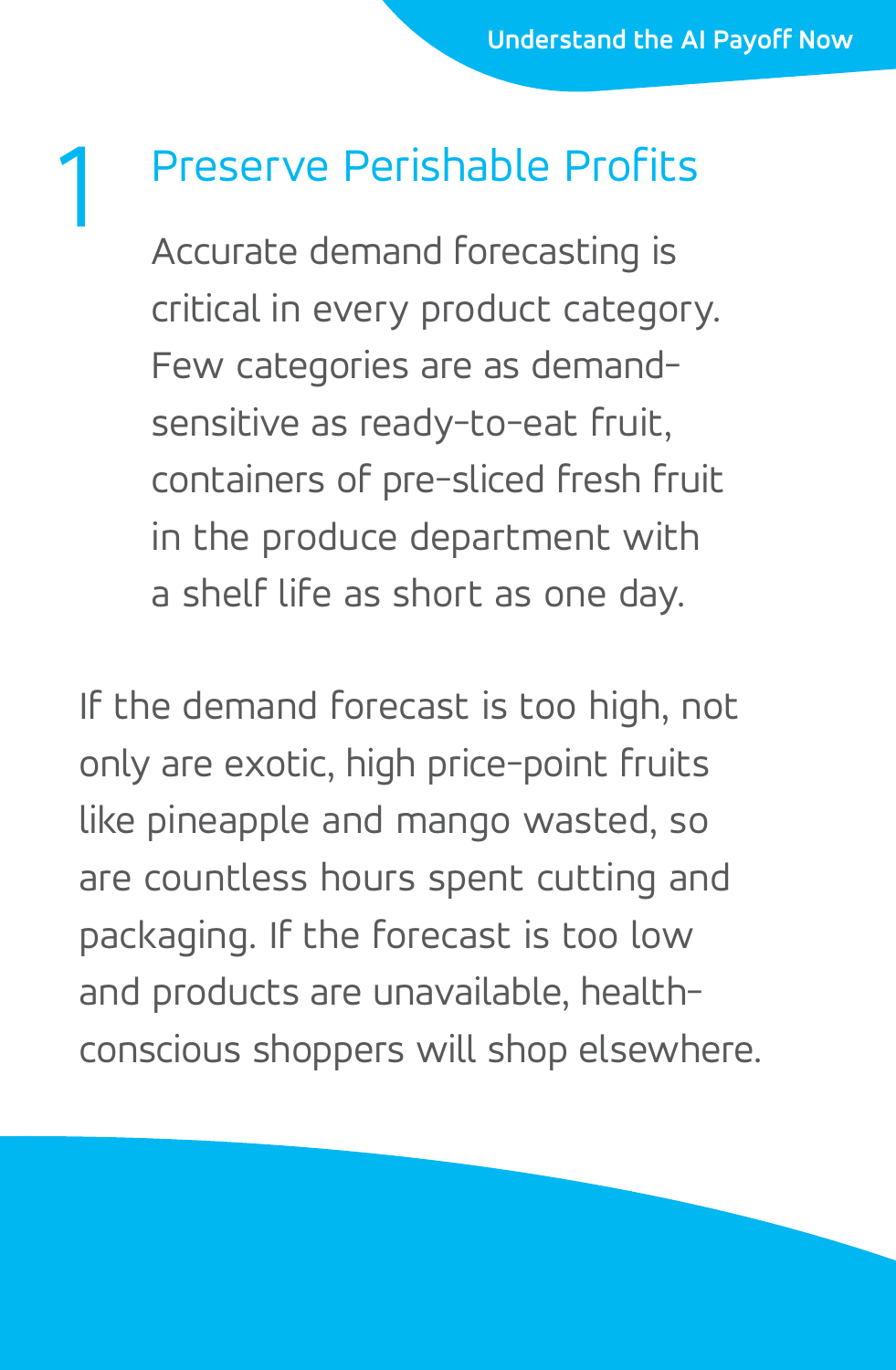## 1 Preserve Perishable Profits

Accurate demand forecasting is critical in every product category. Few categories are as demand-sensitive as ready-to-eat fruit, containers of pre-sliced fresh fruit in the produce department with a shelf life as short as one day.

If the demand forecast is too high, not only are exotic, high price-point fruits like pineapple and mango wasted, so are countless hours spent cutting and packaging. If the forecast is too low and products are unavailable, health-conscious shoppers will shop elsewhere.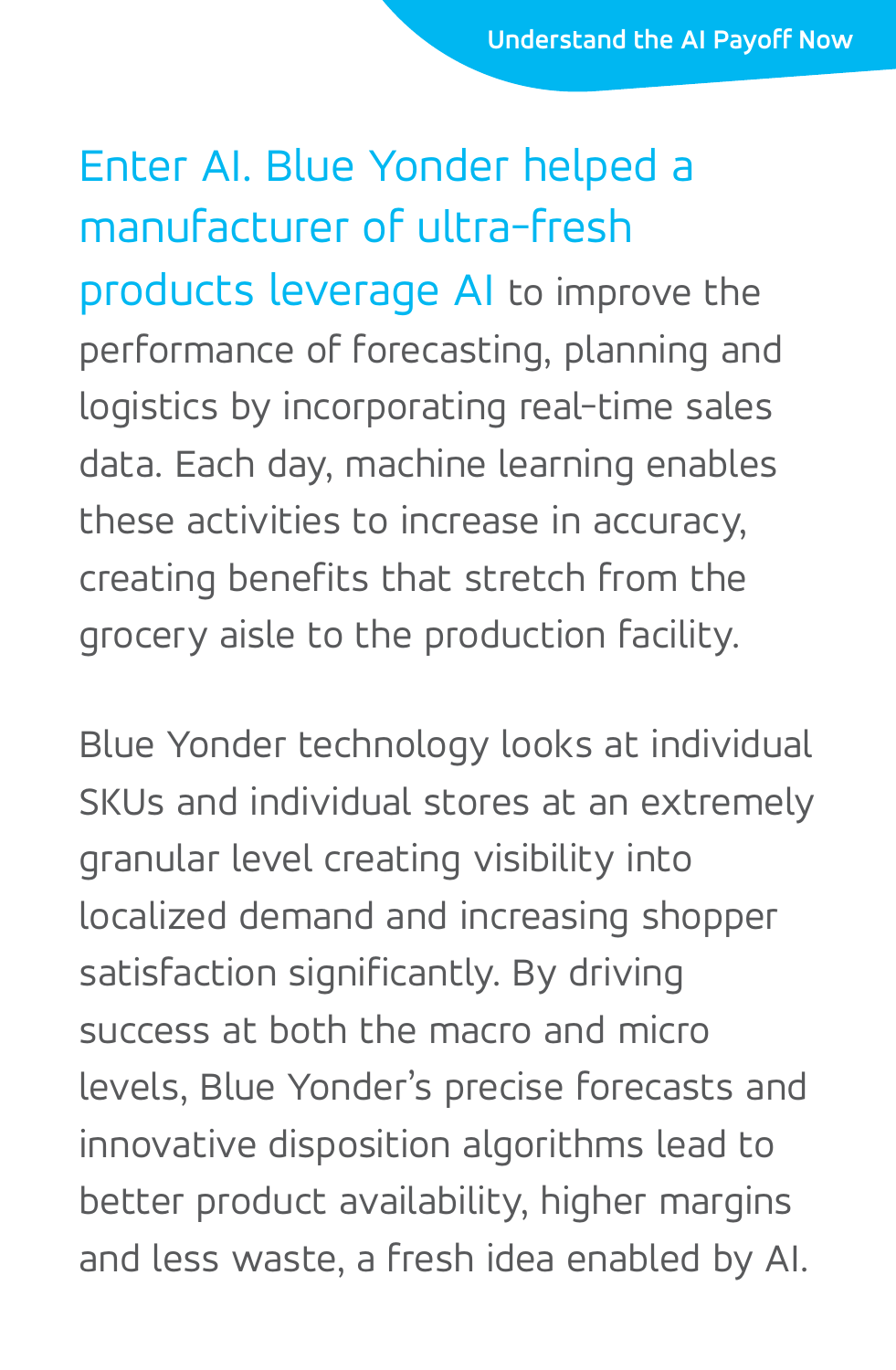**Enter AI. Blue Yonder helped a manufacturer of ultra-fresh products leverage AI** to improve the performance of forecasting, planning and logistics by incorporating real-time sales data. Each day, machine learning enables these activities to increase in accuracy, creating benefits that stretch from the grocery aisle to the production facility.

Blue Yonder technology looks at individual SKUs and individual stores at an extremely granular level creating visibility into localized demand and increasing shopper satisfaction significantly. By driving success at both the macro and micro levels, Blue Yonder's precise forecasts and innovative disposition algorithms lead to better product availability, higher margins and less waste, a fresh idea enabled by AI.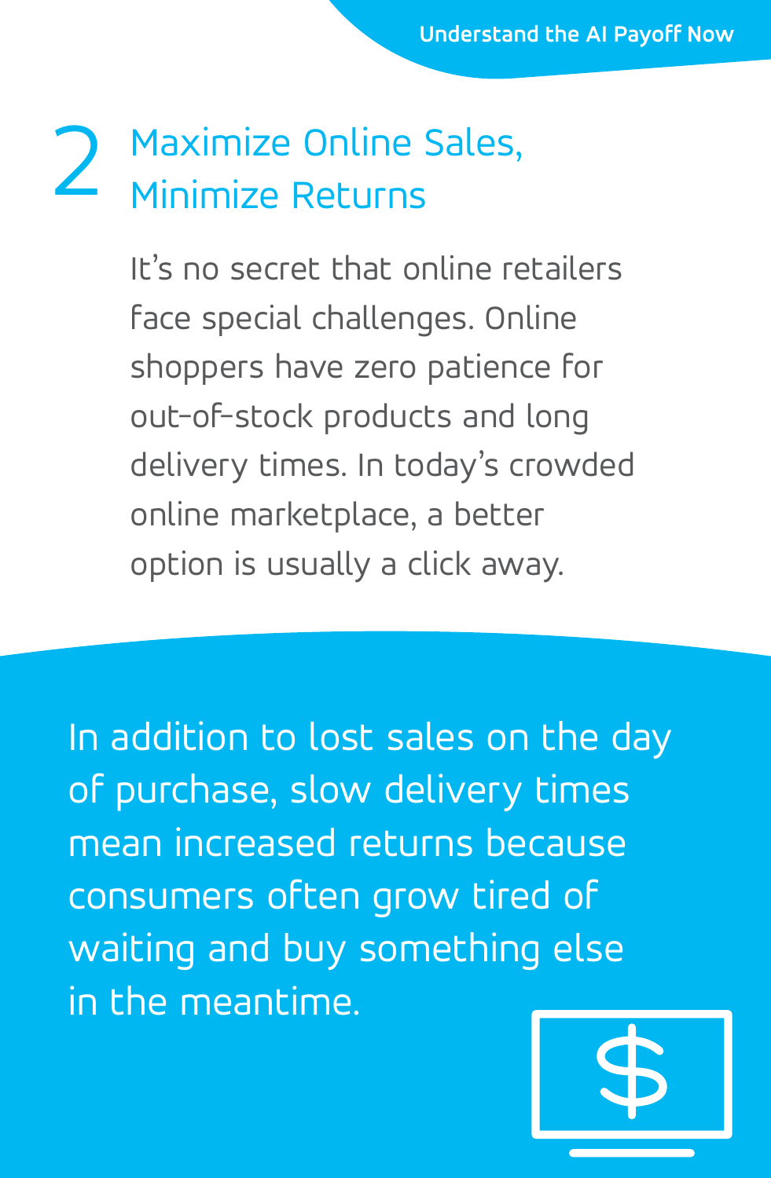## 2 Maximize Online Sales, Minimize Returns

It's no secret that online retailers face special challenges. Online shoppers have zero patience for out-of-stock products and long delivery times. In today's crowded online marketplace, a better option is usually a click away.

In addition to lost sales on the day of purchase, slow delivery times mean increased returns because consumers often grow tired of waiting and buy something else in the meantime.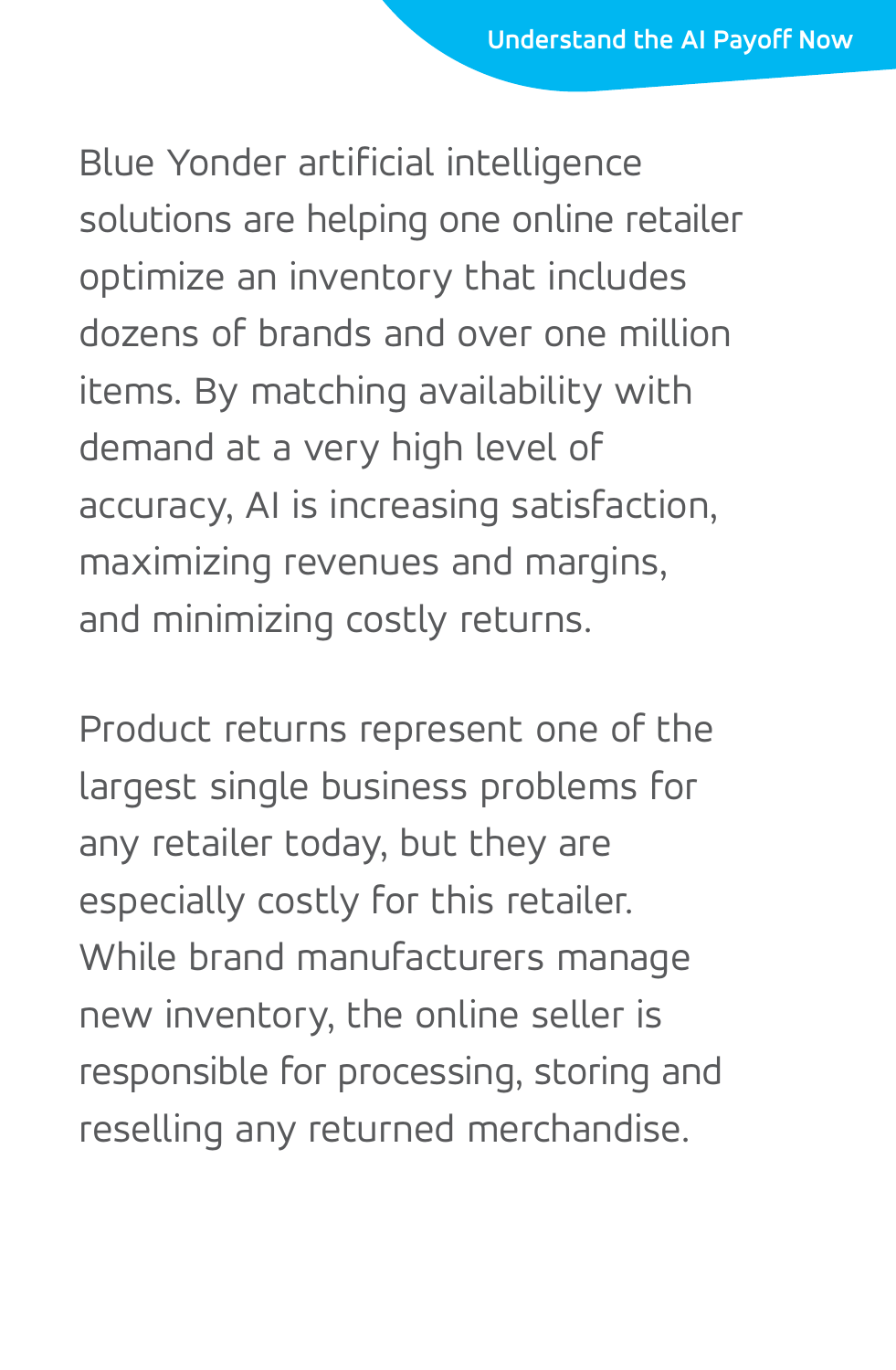Blue Yonder artificial intelligence solutions are helping one online retailer optimize an inventory that includes dozens of brands and over one million items. By matching availability with demand at a very high level of accuracy, AI is increasing satisfaction, maximizing revenues and margins, and minimizing costly returns.

Product returns represent one of the largest single business problems for any retailer today, but they are especially costly for this retailer. While brand manufacturers manage new inventory, the online seller is responsible for processing, storing and reselling any returned merchandise.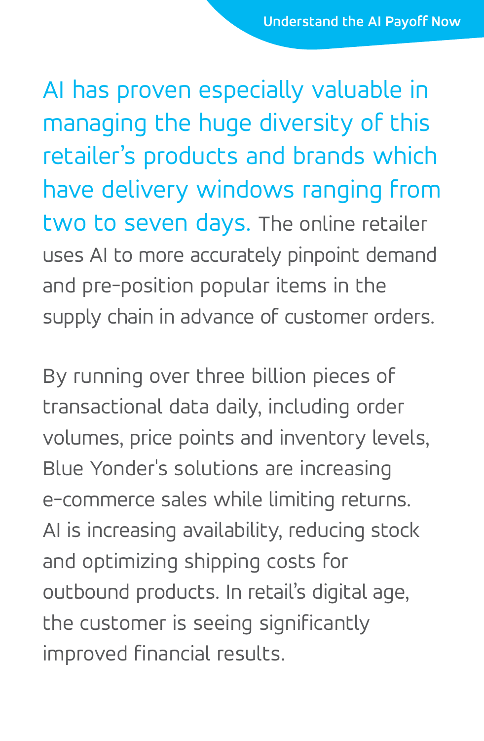AI has proven especially valuable in managing the huge diversity of this retailer's products and brands which have delivery windows ranging from two to seven days. The online retailer uses AI to more accurately pinpoint demand and pre-position popular items in the supply chain in advance of customer orders.

By running over three billion pieces of transactional data daily, including order volumes, price points and inventory levels, Blue Yonder's solutions are increasing e-commerce sales while limiting returns. AI is increasing availability, reducing stock and optimizing shipping costs for outbound products. In retail's digital age, the customer is seeing significantly improved financial results.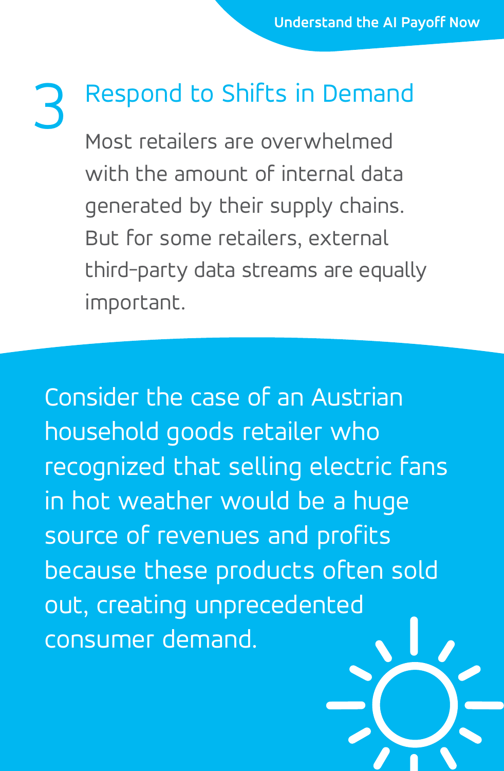## 3 Respond to Shifts in Demand

Most retailers are overwhelmed with the amount of internal data generated by their supply chains. But for some retailers, external third-party data streams are equally important.

Consider the case of an Austrian household goods retailer who recognized that selling electric fans in hot weather would be a huge source of revenues and profits because these products often sold out, creating unprecedented consumer demand.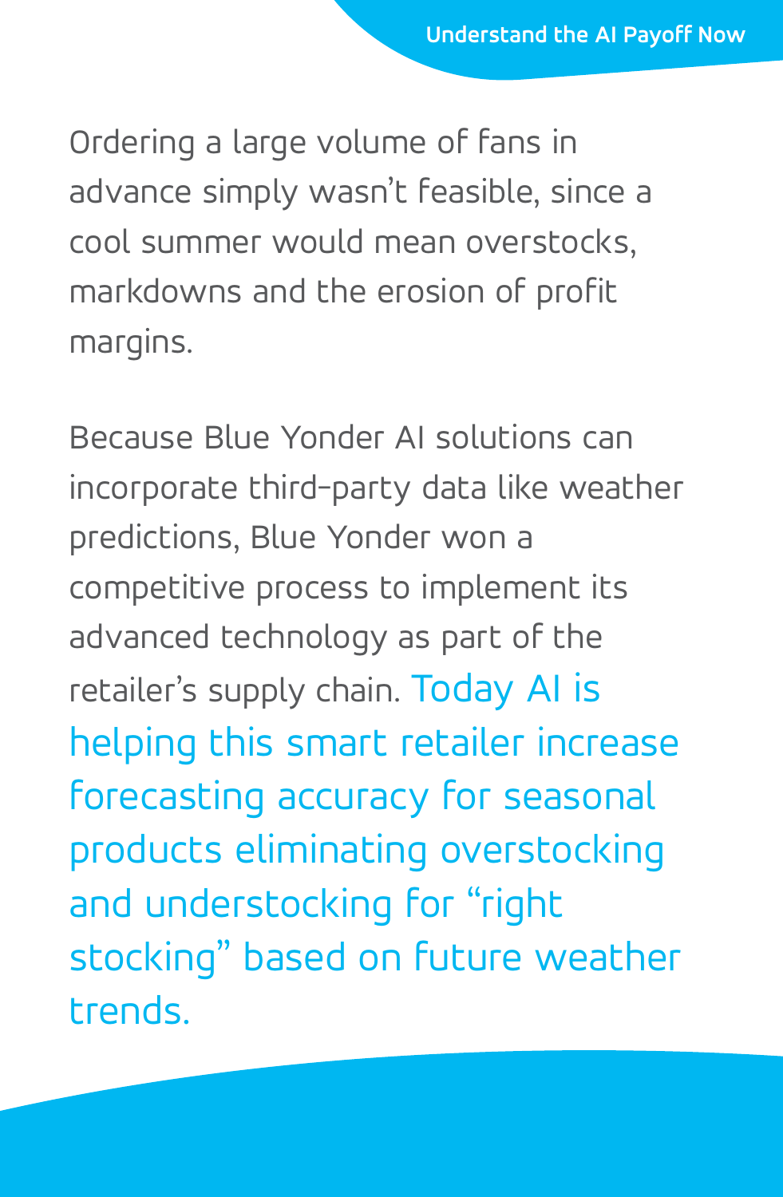Ordering a large volume of fans in advance simply wasn't feasible, since a cool summer would mean overstocks, markdowns and the erosion of profit margins.

Because Blue Yonder AI solutions can incorporate third-party data like weather predictions, Blue Yonder won a competitive process to implement its advanced technology as part of the retailer's supply chain. Today AI is helping this smart retailer increase forecasting accuracy for seasonal products eliminating overstocking and understocking for "right stocking" based on future weather trends.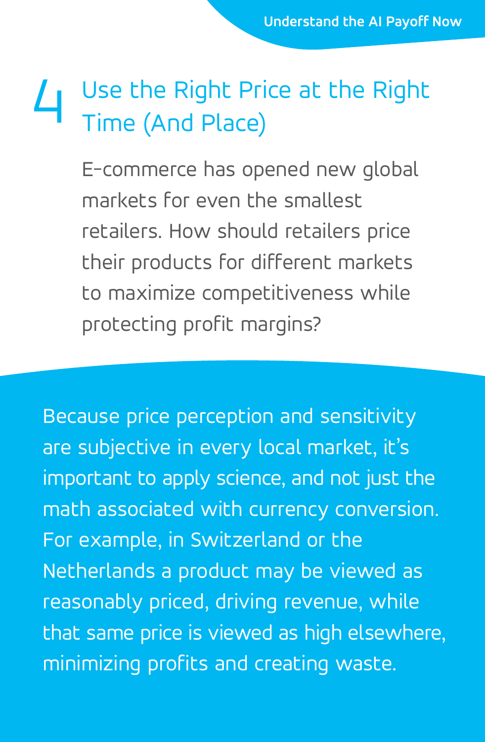## 4 Use the Right Price at the Right Time (And Place)

E-commerce has opened new global markets for even the smallest retailers. How should retailers price their products for different markets to maximize competitiveness while protecting profit margins?

Because price perception and sensitivity are subjective in every local market, it's important to apply science, and not just the math associated with currency conversion. For example, in Switzerland or the Netherlands a product may be viewed as reasonably priced, driving revenue, while that same price is viewed as high elsewhere, minimizing profits and creating waste.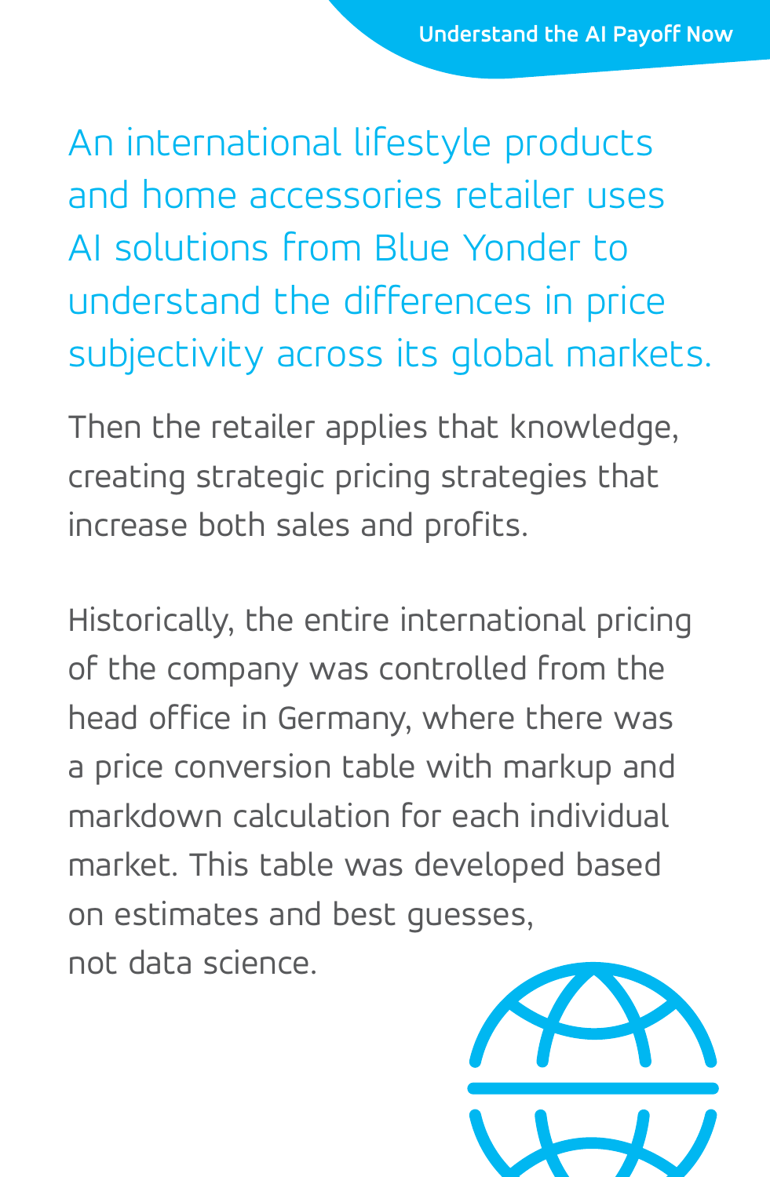An international lifestyle products and home accessories retailer uses AI solutions from Blue Yonder to understand the differences in price subjectivity across its global markets.

Then the retailer applies that knowledge, creating strategic pricing strategies that increase both sales and profits.

Historically, the entire international pricing of the company was controlled from the head office in Germany, where there was a price conversion table with markup and markdown calculation for each individual market. This table was developed based on estimates and best guesses, not data science.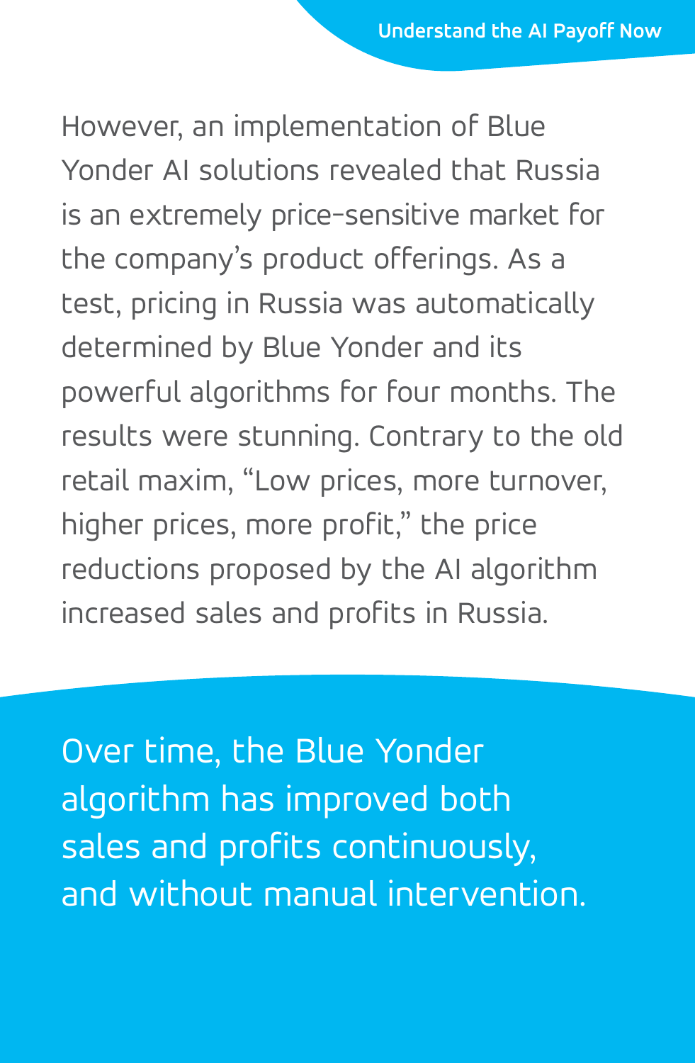However, an implementation of Blue Yonder AI solutions revealed that Russia is an extremely price-sensitive market for the company's product offerings. As a test, pricing in Russia was automatically determined by Blue Yonder and its powerful algorithms for four months. The results were stunning. Contrary to the old retail maxim, "Low prices, more turnover, higher prices, more profit," the price reductions proposed by the AI algorithm increased sales and profits in Russia.

Over time, the Blue Yonder algorithm has improved both sales and profits continuously, and without manual intervention.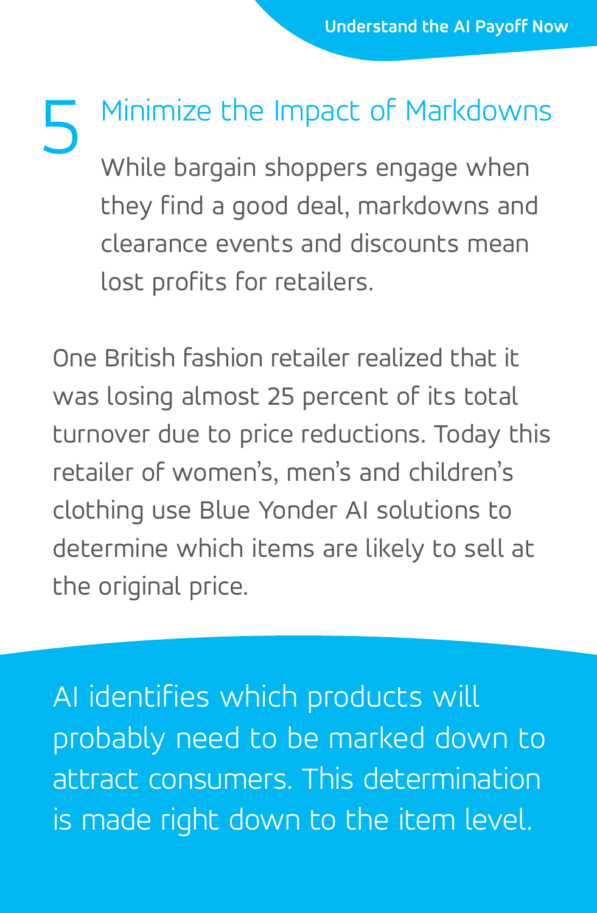## 5 Minimize the Impact of Markdowns

While bargain shoppers engage when they find a good deal, markdowns and clearance events and discounts mean lost profits for retailers.

One British fashion retailer realized that it was losing almost 25 percent of its total turnover due to price reductions. Today this retailer of women's, men's and children's clothing use Blue Yonder AI solutions to determine which items are likely to sell at the original price.

AI identifies which products will probably need to be marked down to attract consumers. This determination is made right down to the item level.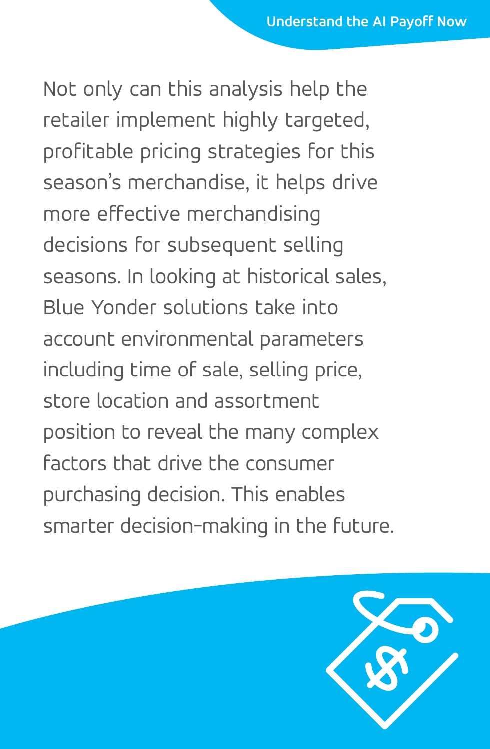Not only can this analysis help the retailer implement highly targeted, profitable pricing strategies for this season's merchandise, it helps drive more effective merchandising decisions for subsequent selling seasons. In looking at historical sales, Blue Yonder solutions take into account environmental parameters including time of sale, selling price, store location and assortment position to reveal the many complex factors that drive the consumer purchasing decision. This enables smarter decision-making in the future.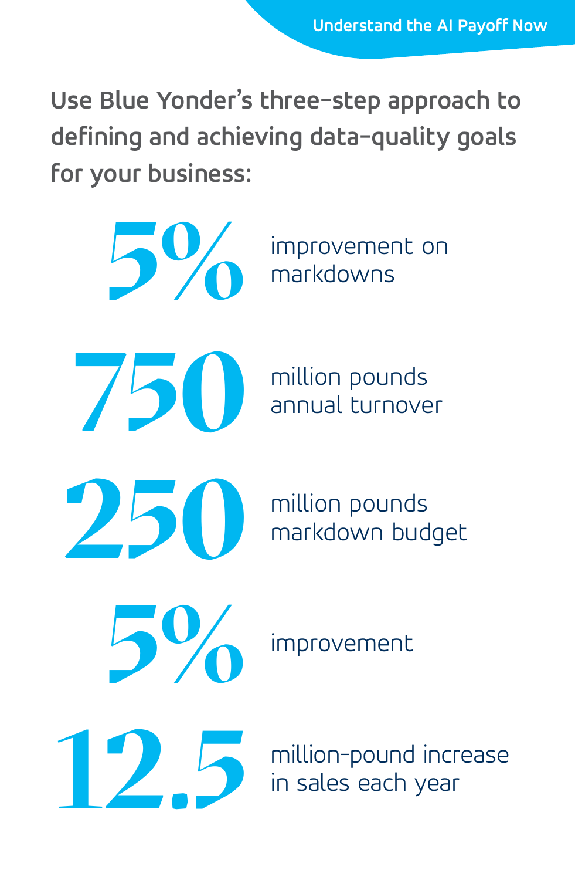Use Blue Yonder's three-step approach to defining and achieving data-quality goals for your business:

**5%** improvement on markdowns

**750** million pounds annual turnover

**250** million pounds markdown budget

**5%** improvement

**12.5** million-pound increase in sales each year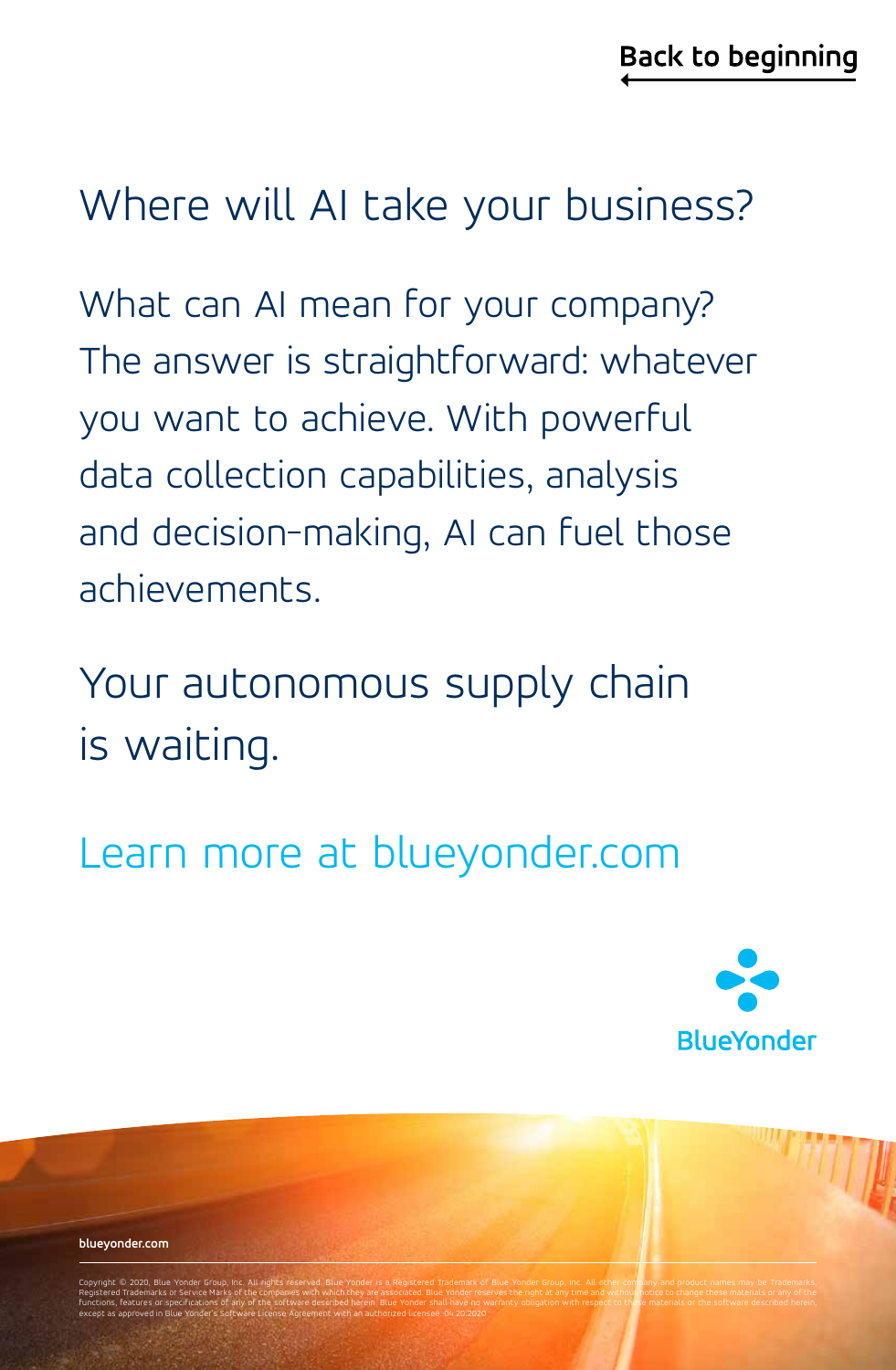Back to beginning

# Where will AI take your business?

What can AI mean for your company? The answer is straightforward: whatever you want to achieve. With powerful data collection capabilities, analysis and decision-making, AI can fuel those achievements.

## Your autonomous supply chain is waiting.

Learn more at blueyonder.com

BlueYonder

blueyonder.com

Copyright © 2020, Blue Yonder Group, Inc. All rights reserved. Blue Yonder is a Registered Trademark of Blue Yonder Group, Inc. All other company and product names may be Trademarks, Registered Trademarks or Service Marks of the companies with which they are associated. Blue Yonder reserves the right at any time and without notice to change these materials or any of the functions, features or specifications of any of the software described herein. Blue Yonder shall have no warranty obligation with respect to these materials or the software described herein, except as approved in Blue Yonder's Software License Agreement with an authorized licensee. 04.20.2020